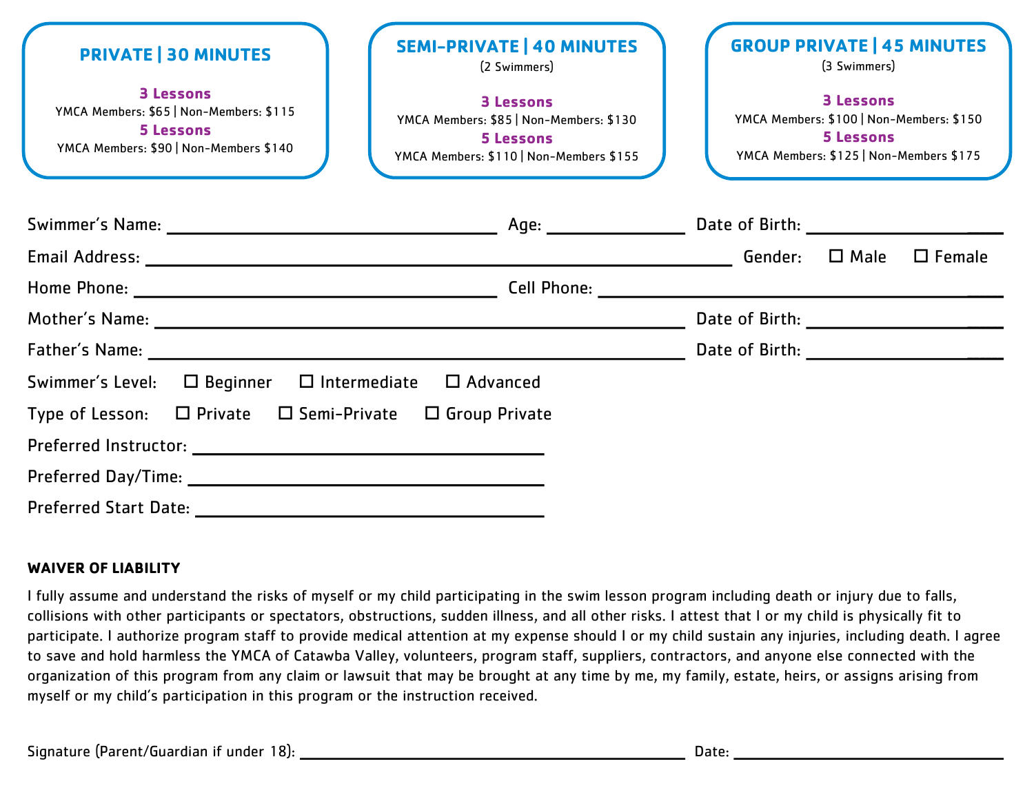## PRIVATE | 30 MINUTES

**3 Lessons**
YMCA Members: $65 | Non-Members: $115
**5 Lessons**
YMCA Members: $90 | Non-Members $140

## SEMI-PRIVATE | 40 MINUTES

(2 Swimmers)

**3 Lessons**
YMCA Members: $85 | Non-Members: $130
**5 Lessons**
YMCA Members: $110 | Non-Members $155

## GROUP PRIVATE | 45 MINUTES

(3 Swimmers)

**3 Lessons**
YMCA Members: $100 | Non-Members: $150
**5 Lessons**
YMCA Members: $125 | Non-Members $175

Swimmer's Name: ______________________ Age: __________ Date of Birth: ______________

Email Address: ______________________________________ Gender: ☐ Male ☐ Female

Home Phone: ______________________ Cell Phone: ______________________

Mother's Name: ______________________________ Date of Birth: ______________

Father's Name: ______________________________ Date of Birth: ______________

Swimmer's Level: ☐ Beginner ☐ Intermediate ☐ Advanced

Type of Lesson: ☐ Private ☐ Semi-Private ☐ Group Private

Preferred Instructor: ______________________

Preferred Day/Time: ______________________

Preferred Start Date: ______________________

**WAIVER OF LIABILITY**

I fully assume and understand the risks of myself or my child participating in the swim lesson program including death or injury due to falls, collisions with other participants or spectators, obstructions, sudden illness, and all other risks. I attest that I or my child is physically fit to participate. I authorize program staff to provide medical attention at my expense should I or my child sustain any injuries, including death. I agree to save and hold harmless the YMCA of Catawba Valley, volunteers, program staff, suppliers, contractors, and anyone else connected with the organization of this program from any claim or lawsuit that may be brought at any time by me, my family, estate, heirs, or assigns arising from myself or my child's participation in this program or the instruction received.

Signature (Parent/Guardian if under 18): ______________________ Date: ______________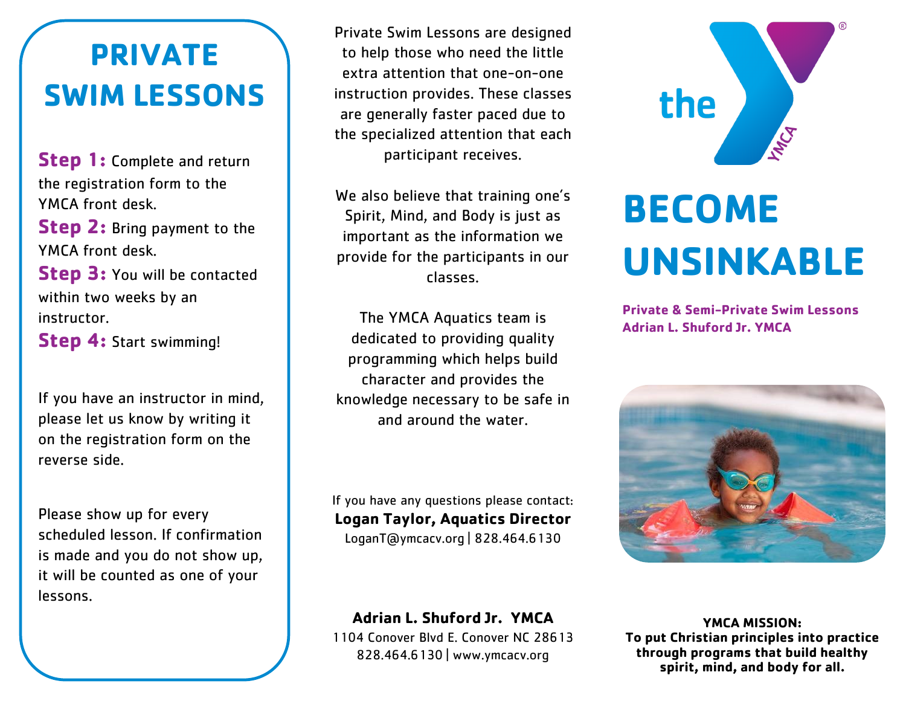# PRIVATE SWIM LESSONS

**Step 1:** Complete and return the registration form to the YMCA front desk.
**Step 2:** Bring payment to the YMCA front desk.
**Step 3:** You will be contacted within two weeks by an instructor.
**Step 4:** Start swimming!

If you have an instructor in mind, please let us know by writing it on the registration form on the reverse side.

Please show up for every scheduled lesson. If confirmation is made and you do not show up, it will be counted as one of your lessons.

Private Swim Lessons are designed to help those who need the little extra attention that one-on-one instruction provides. These classes are generally faster paced due to the specialized attention that each participant receives.

We also believe that training one's Spirit, Mind, and Body is just as important as the information we provide for the participants in our classes.

The YMCA Aquatics team is dedicated to providing quality programming which helps build character and provides the knowledge necessary to be safe in and around the water.

If you have any questions please contact:
**Logan Taylor, Aquatics Director**
LoganT@ymcacv.org | 828.464.6130

**Adrian L. Shuford Jr. YMCA**
1104 Conover Blvd E. Conover NC 28613
828.464.6130 | www.ymcacv.org

the YMCA

# BECOME UNSINKABLE

**Private & Semi-Private Swim Lessons**
**Adrian L. Shuford Jr. YMCA**

**YMCA MISSION:**
**To put Christian principles into practice through programs that build healthy spirit, mind, and body for all.**